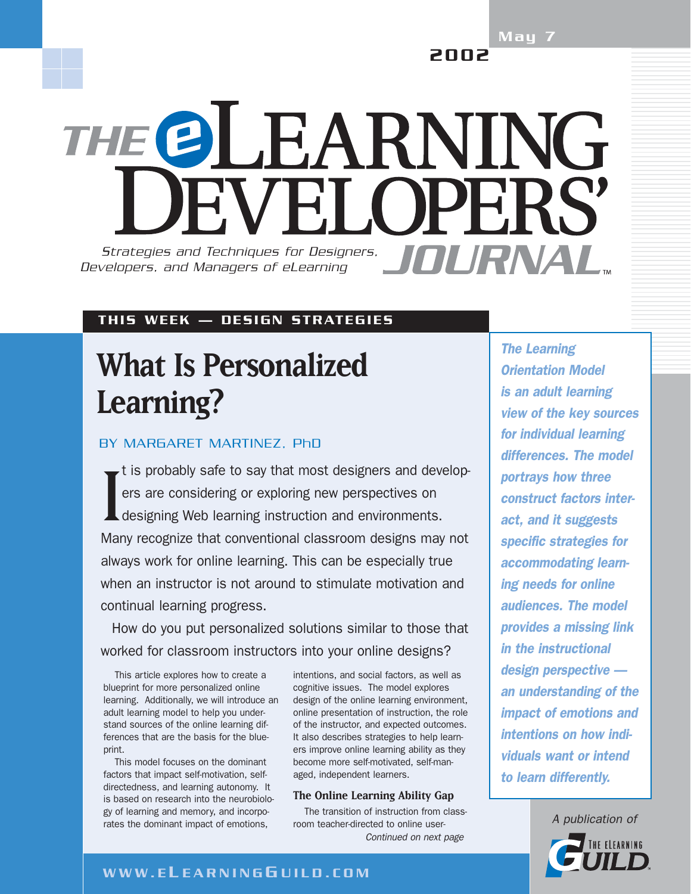May 7 2002

# THE eLEARNING DEVELOPERS' JOURNAL

*Strategies and Techniques for Designers, Developers, and Managers of eLearning*

**THIS WEEK — DESIGN STRATEGIES**

## What Is Personalized Learning?

BY MARGARET MARTINEZ, PhD

It is probably safe to say that most designers and developers are considering or exploring new perspectives on designing Web learning instruction and environments. Many recognize that conventional classroom designs may not always work for online learning. This can be especially true when an instructor is not around to stimulate motivation and continual learning progress.

How do you put personalized solutions similar to those that worked for classroom instructors into your online designs?

*The Learning Orientation Model is an adult learning view of the key sources for individual learning differences. The model portrays how three construct factors interact, and it suggests specific strategies for accommodating learning needs for online audiences. The model provides a missing link in the instructional design perspective — an understanding of the impact of emotions and intentions on how individuals want or intend to learn differently.*

This article explores how to create a blueprint for more personalized online learning. Additionally, we will introduce an adult learning model to help you understand sources of the online learning differences that are the basis for the blueprint.

This model focuses on the dominant factors that impact self-motivation, self-directedness, and learning autonomy. It is based on research into the neurobiology of learning and memory, and incorporates the dominant impact of emotions, intentions, and social factors, as well as cognitive issues. The model explores design of the online learning environment, online presentation of instruction, the role of the instructor, and expected outcomes. It also describes strategies to help learners improve online learning ability as they become more self-motivated, self-managed, independent learners.

### The Online Learning Ability Gap

The transition of instruction from classroom teacher-directed to online user-

*Continued on next page*

A publication of THE eLEARNING GUILD

WWW.eLEARNINGGUILD.COM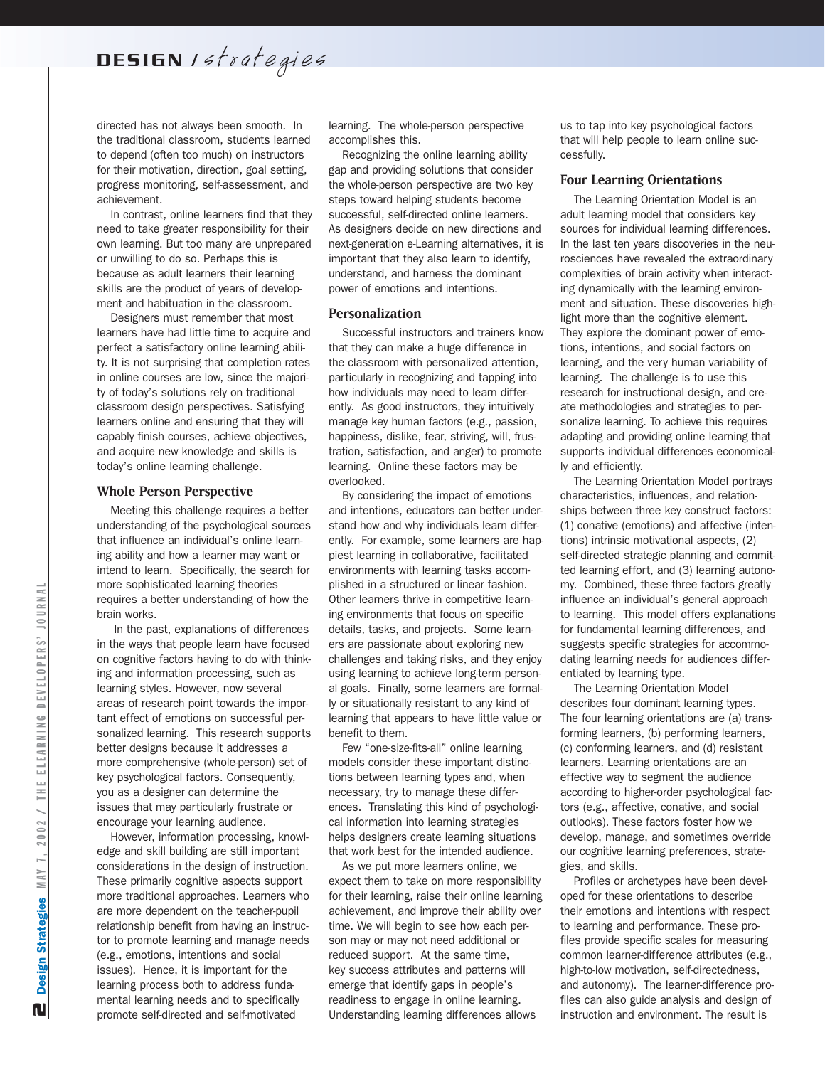directed has not always been smooth. In the traditional classroom, students learned to depend (often too much) on instructors for their motivation, direction, goal setting, progress monitoring, self-assessment, and achievement.

In contrast, online learners find that they need to take greater responsibility for their own learning. But too many are unprepared or unwilling to do so. Perhaps this is because as adult learners their learning skills are the product of years of development and habituation in the classroom.

Designers must remember that most learners have had little time to acquire and perfect a satisfactory online learning ability. It is not surprising that completion rates in online courses are low, since the majority of today's solutions rely on traditional classroom design perspectives. Satisfying learners online and ensuring that they will capably finish courses, achieve objectives, and acquire new knowledge and skills is today's online learning challenge.

## Whole Person Perspective

Meeting this challenge requires a better understanding of the psychological sources that influence an individual's online learning ability and how a learner may want or intend to learn. Specifically, the search for more sophisticated learning theories requires a better understanding of how the brain works.

In the past, explanations of differences in the ways that people learn have focused on cognitive factors having to do with thinking and information processing, such as learning styles. However, now several areas of research point towards the important effect of emotions on successful personalized learning. This research supports better designs because it addresses a more comprehensive (whole-person) set of key psychological factors. Consequently, you as a designer can determine the issues that may particularly frustrate or encourage your learning audience.

However, information processing, knowledge and skill building are still important considerations in the design of instruction. These primarily cognitive aspects support more traditional approaches. Learners who are more dependent on the teacher-pupil relationship benefit from having an instructor to promote learning and manage needs (e.g., emotions, intentions and social issues). Hence, it is important for the learning process both to address fundamental learning needs and to specifically promote self-directed and self-motivated learning. The whole-person perspective accomplishes this.

Recognizing the online learning ability gap and providing solutions that consider the whole-person perspective are two key steps toward helping students become successful, self-directed online learners. As designers decide on new directions and next-generation e-Learning alternatives, it is important that they also learn to identify, understand, and harness the dominant power of emotions and intentions.

## Personalization

Successful instructors and trainers know that they can make a huge difference in the classroom with personalized attention, particularly in recognizing and tapping into how individuals may need to learn differently. As good instructors, they intuitively manage key human factors (e.g., passion, happiness, dislike, fear, striving, will, frustration, satisfaction, and anger) to promote learning. Online these factors may be overlooked.

By considering the impact of emotions and intentions, educators can better understand how and why individuals learn differently. For example, some learners are happiest learning in collaborative, facilitated environments with learning tasks accomplished in a structured or linear fashion. Other learners thrive in competitive learning environments that focus on specific details, tasks, and projects. Some learners are passionate about exploring new challenges and taking risks, and they enjoy using learning to achieve long-term personal goals. Finally, some learners are formally or situationally resistant to any kind of learning that appears to have little value or benefit to them.

Few "one-size-fits-all" online learning models consider these important distinctions between learning types and, when necessary, try to manage these differences. Translating this kind of psychological information into learning strategies helps designers create learning situations that work best for the intended audience.

As we put more learners online, we expect them to take on more responsibility for their learning, raise their online learning achievement, and improve their ability over time. We will begin to see how each person may or may not need additional or reduced support. At the same time, key success attributes and patterns will emerge that identify gaps in people's readiness to engage in online learning. Understanding learning differences allows us to tap into key psychological factors that will help people to learn online successfully.

## Four Learning Orientations

The Learning Orientation Model is an adult learning model that considers key sources for individual learning differences. In the last ten years discoveries in the neurosciences have revealed the extraordinary complexities of brain activity when interacting dynamically with the learning environment and situation. These discoveries highlight more than the cognitive element. They explore the dominant power of emotions, intentions, and social factors on learning, and the very human variability of learning. The challenge is to use this research for instructional design, and create methodologies and strategies to personalize learning. To achieve this requires adapting and providing online learning that supports individual differences economically and efficiently.

The Learning Orientation Model portrays characteristics, influences, and relationships between three key construct factors: (1) conative (emotions) and affective (intentions) intrinsic motivational aspects, (2) self-directed strategic planning and committed learning effort, and (3) learning autonomy. Combined, these three factors greatly influence an individual's general approach to learning. This model offers explanations for fundamental learning differences, and suggests specific strategies for accommodating learning needs for audiences differentiated by learning type.

The Learning Orientation Model describes four dominant learning types. The four learning orientations are (a) transforming learners, (b) performing learners, (c) conforming learners, and (d) resistant learners. Learning orientations are an effective way to segment the audience according to higher-order psychological factors (e.g., affective, conative, and social outlooks). These factors foster how we develop, manage, and sometimes override our cognitive learning preferences, strategies, and skills.

Profiles or archetypes have been developed for these orientations to describe their emotions and intentions with respect to learning and performance. These profiles provide specific scales for measuring common learner-difference attributes (e.g., high-to-low motivation, self-directedness, and autonomy). The learner-difference profiles can also guide analysis and design of instruction and environment. The result is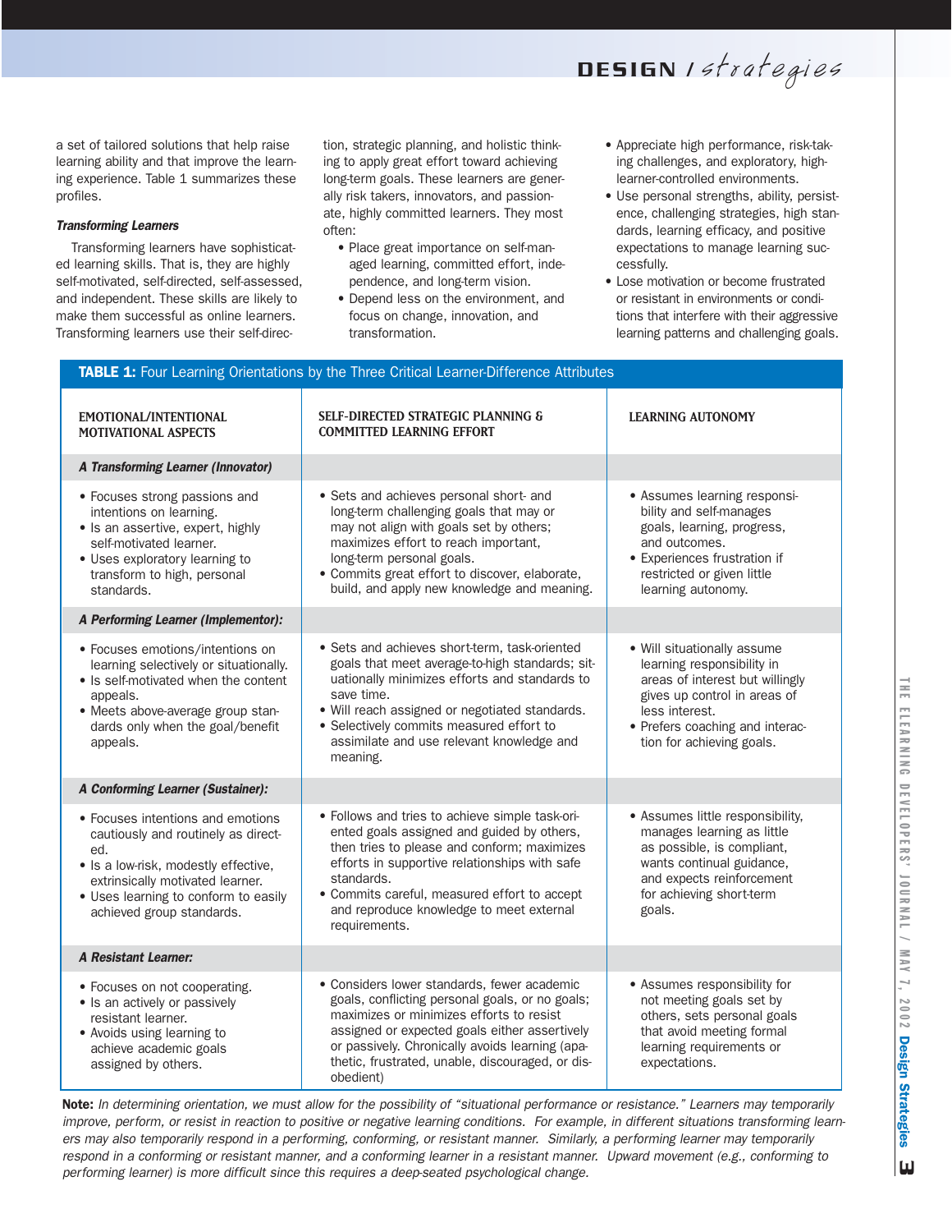a set of tailored solutions that help raise learning ability and that improve the learning experience. Table 1 summarizes these profiles.

#### *Transforming Learners*

Transforming learners have sophisticated learning skills. That is, they are highly self-motivated, self-directed, self-assessed, and independent. These skills are likely to make them successful as online learners. Transforming learners use their self-direction, strategic planning, and holistic thinking to apply great effort toward achieving long-term goals. These learners are generally risk takers, innovators, and passionate, highly committed learners. They most often:

- Place great importance on self-managed learning, committed effort, independence, and long-term vision.
- Depend less on the environment, and focus on change, innovation, and transformation.
- Appreciate high performance, risk-taking challenges, and exploratory, high-learner-controlled environments.
- Use personal strengths, ability, persistence, challenging strategies, high standards, learning efficacy, and positive expectations to manage learning successfully.
- Lose motivation or become frustrated or resistant in environments or conditions that interfere with their aggressive learning patterns and challenging goals.

**TABLE 1:** Four Learning Orientations by the Three Critical Learner-Difference Attributes

| EMOTIONAL/INTENTIONAL MOTIVATIONAL ASPECTS | SELF-DIRECTED STRATEGIC PLANNING & COMMITTED LEARNING EFFORT | LEARNING AUTONOMY |
|---|---|---|
| ***A Transforming Learner (Innovator)*** | | |
| • Focuses strong passions and intentions on learning.<br>• Is an assertive, expert, highly self-motivated learner.<br>• Uses exploratory learning to transform to high, personal standards. | • Sets and achieves personal short- and long-term challenging goals that may or may not align with goals set by others; maximizes effort to reach important, long-term personal goals.<br>• Commits great effort to discover, elaborate, build, and apply new knowledge and meaning. | • Assumes learning responsibility and self-manages goals, learning, progress, and outcomes.<br>• Experiences frustration if restricted or given little learning autonomy. |
| ***A Performing Learner (Implementor):*** | | |
| • Focuses emotions/intentions on learning selectively or situationally.<br>• Is self-motivated when the content appeals.<br>• Meets above-average group standards only when the goal/benefit appeals. | • Sets and achieves short-term, task-oriented goals that meet average-to-high standards; situationally minimizes efforts and standards to save time.<br>• Will reach assigned or negotiated standards.<br>• Selectively commits measured effort to assimilate and use relevant knowledge and meaning. | • Will situationally assume learning responsibility in areas of interest but willingly gives up control in areas of less interest.<br>• Prefers coaching and interaction for achieving goals. |
| ***A Conforming Learner (Sustainer):*** | | |
| • Focuses intentions and emotions cautiously and routinely as directed.<br>• Is a low-risk, modestly effective, extrinsically motivated learner.<br>• Uses learning to conform to easily achieved group standards. | • Follows and tries to achieve simple task-oriented goals assigned and guided by others, then tries to please and conform; maximizes efforts in supportive relationships with safe standards.<br>• Commits careful, measured effort to accept and reproduce knowledge to meet external requirements. | • Assumes little responsibility, manages learning as little as possible, is compliant, wants continual guidance, and expects reinforcement for achieving short-term goals. |
| ***A Resistant Learner:*** | | |
| • Focuses on not cooperating.<br>• Is an actively or passively resistant learner.<br>• Avoids using learning to achieve academic goals assigned by others. | • Considers lower standards, fewer academic goals, conflicting personal goals, or no goals; maximizes or minimizes efforts to resist assigned or expected goals either assertively or passively. Chronically avoids learning (apathetic, frustrated, unable, discouraged, or disobedient) | • Assumes responsibility for not meeting goals set by others, sets personal goals that avoid meeting formal learning requirements or expectations. |

**Note:** *In determining orientation, we must allow for the possibility of "situational performance or resistance." Learners may temporarily improve, perform, or resist in reaction to positive or negative learning conditions. For example, in different situations transforming learners may also temporarily respond in a performing, conforming, or resistant manner. Similarly, a performing learner may temporarily respond in a conforming or resistant manner, and a conforming learner in a resistant manner. Upward movement (e.g., conforming to performing learner) is more difficult since this requires a deep-seated psychological change.*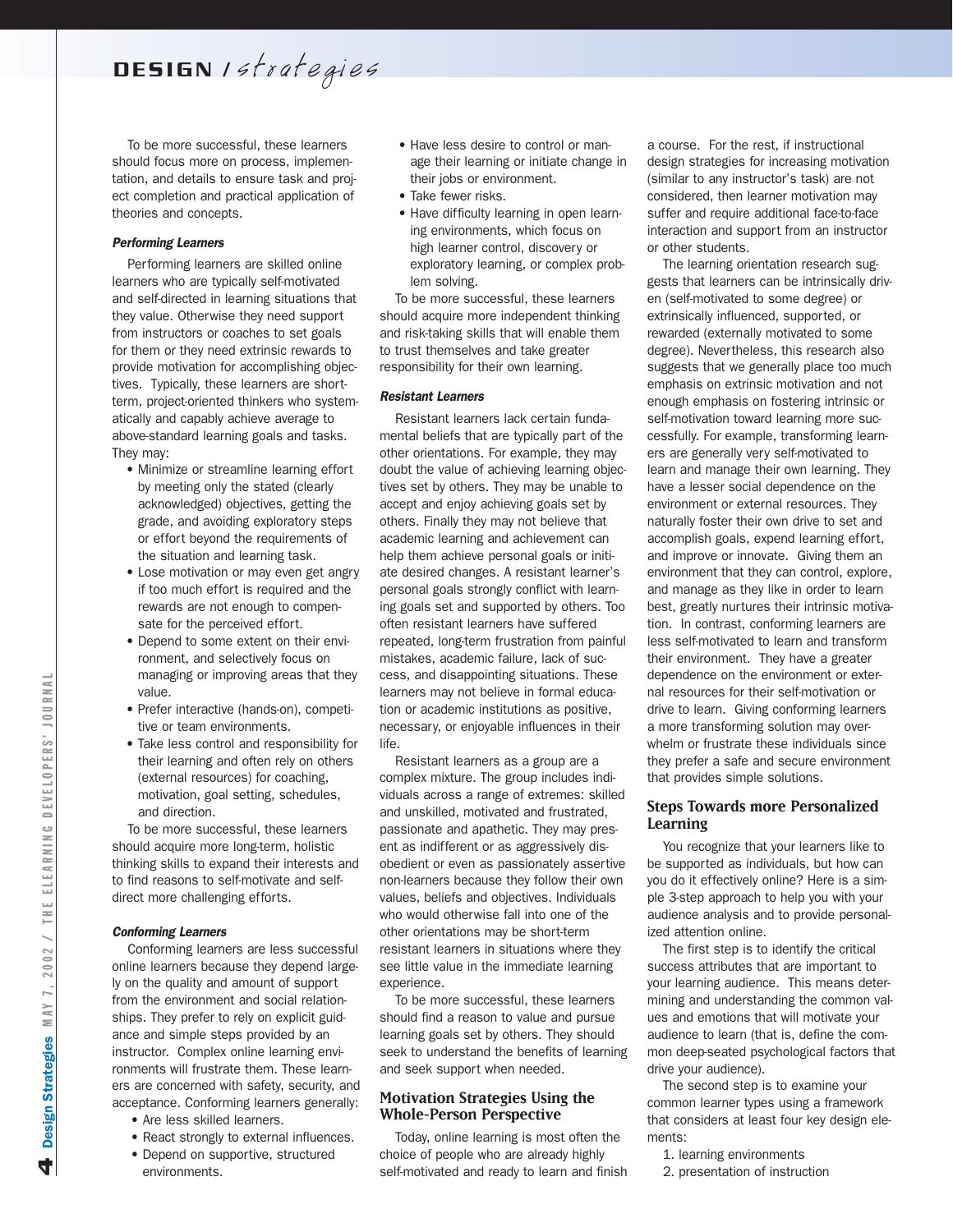To be more successful, these learners should focus more on process, implementation, and details to ensure task and project completion and practical application of theories and concepts.

#### Performing Learners

Performing learners are skilled online learners who are typically self-motivated and self-directed in learning situations that they value. Otherwise they need support from instructors or coaches to set goals for them or they need extrinsic rewards to provide motivation for accomplishing objectives. Typically, these learners are short-term, project-oriented thinkers who systematically and capably achieve average to above-standard learning goals and tasks. They may:

- Minimize or streamline learning effort by meeting only the stated (clearly acknowledged) objectives, getting the grade, and avoiding exploratory steps or effort beyond the requirements of the situation and learning task.
- Lose motivation or may even get angry if too much effort is required and the rewards are not enough to compensate for the perceived effort.
- Depend to some extent on their environment, and selectively focus on managing or improving areas that they value.
- Prefer interactive (hands-on), competitive or team environments.
- Take less control and responsibility for their learning and often rely on others (external resources) for coaching, motivation, goal setting, schedules, and direction.

To be more successful, these learners should acquire more long-term, holistic thinking skills to expand their interests and to find reasons to self-motivate and self-direct more challenging efforts.

#### Conforming Learners

Conforming learners are less successful online learners because they depend largely on the quality and amount of support from the environment and social relationships. They prefer to rely on explicit guidance and simple steps provided by an instructor. Complex online learning environments will frustrate them. These learners are concerned with safety, security, and acceptance. Conforming learners generally:

- Are less skilled learners.
- React strongly to external influences.
- Depend on supportive, structured environments.
- Have less desire to control or manage their learning or initiate change in their jobs or environment.
- Take fewer risks.
- Have difficulty learning in open learning environments, which focus on high learner control, discovery or exploratory learning, or complex problem solving.

To be more successful, these learners should acquire more independent thinking and risk-taking skills that will enable them to trust themselves and take greater responsibility for their own learning.

#### Resistant Learners

Resistant learners lack certain fundamental beliefs that are typically part of the other orientations. For example, they may doubt the value of achieving learning objectives set by others. They may be unable to accept and enjoy achieving goals set by others. Finally they may not believe that academic learning and achievement can help them achieve personal goals or initiate desired changes. A resistant learner's personal goals strongly conflict with learning goals set and supported by others. Too often resistant learners have suffered repeated, long-term frustration from painful mistakes, academic failure, lack of success, and disappointing situations. These learners may not believe in formal education or academic institutions as positive, necessary, or enjoyable influences in their life.

Resistant learners as a group are a complex mixture. The group includes individuals across a range of extremes: skilled and unskilled, motivated and frustrated, passionate and apathetic. They may present as indifferent or as aggressively disobedient or even as passionately assertive non-learners because they follow their own values, beliefs and objectives. Individuals who would otherwise fall into one of the other orientations may be short-term resistant learners in situations where they see little value in the immediate learning experience.

To be more successful, these learners should find a reason to value and pursue learning goals set by others. They should seek to understand the benefits of learning and seek support when needed.

### Motivation Strategies Using the Whole-Person Perspective

Today, online learning is most often the choice of people who are already highly self-motivated and ready to learn and finish a course. For the rest, if instructional design strategies for increasing motivation (similar to any instructor's task) are not considered, then learner motivation may suffer and require additional face-to-face interaction and support from an instructor or other students.

The learning orientation research suggests that learners can be intrinsically driven (self-motivated to some degree) or extrinsically influenced, supported, or rewarded (externally motivated to some degree). Nevertheless, this research also suggests that we generally place too much emphasis on extrinsic motivation and not enough emphasis on fostering intrinsic or self-motivation toward learning more successfully. For example, transforming learners are generally very self-motivated to learn and manage their own learning. They have a lesser social dependence on the environment or external resources. They naturally foster their own drive to set and accomplish goals, expend learning effort, and improve or innovate. Giving them an environment that they can control, explore, and manage as they like in order to learn best, greatly nurtures their intrinsic motivation. In contrast, conforming learners are less self-motivated to learn and transform their environment. They have a greater dependence on the environment or external resources for their self-motivation or drive to learn. Giving conforming learners a more transforming solution may overwhelm or frustrate these individuals since they prefer a safe and secure environment that provides simple solutions.

### Steps Towards more Personalized Learning

You recognize that your learners like to be supported as individuals, but how can you do it effectively online? Here is a simple 3-step approach to help you with your audience analysis and to provide personalized attention online.

The first step is to identify the critical success attributes that are important to your learning audience. This means determining and understanding the common values and emotions that will motivate your audience to learn (that is, define the common deep-seated psychological factors that drive your audience).

The second step is to examine your common learner types using a framework that considers at least four key design elements:

1. learning environments
2. presentation of instruction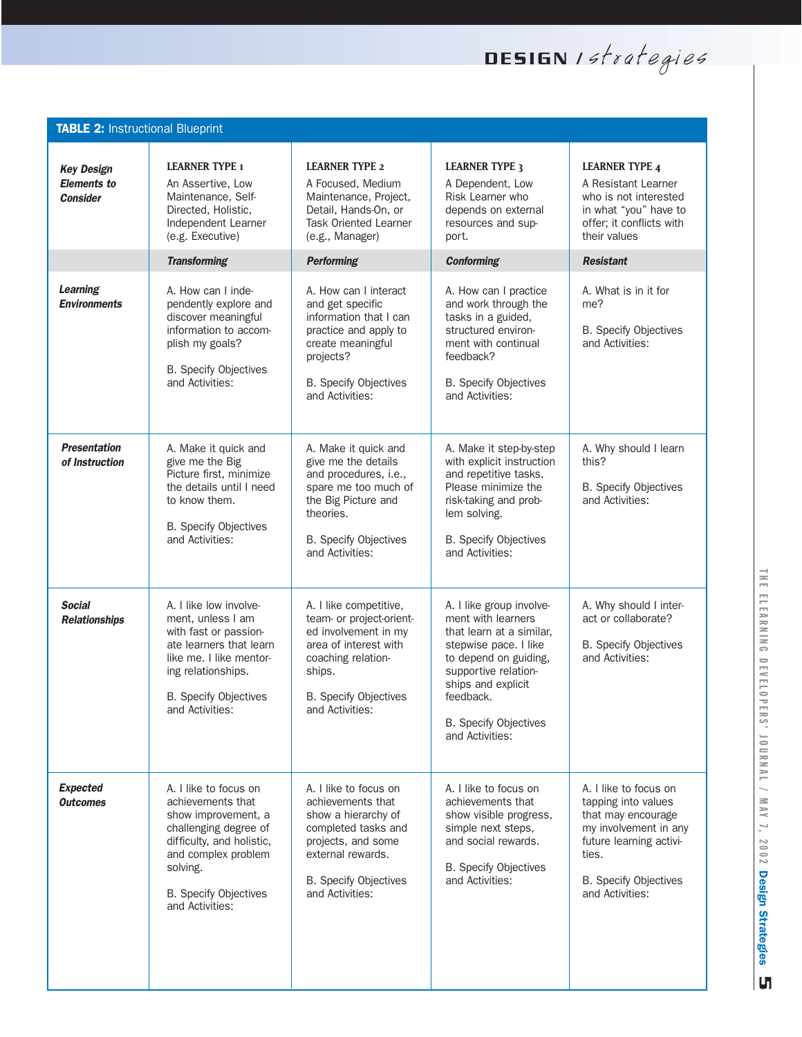**TABLE 2:** Instructional Blueprint

| ***Key Design Elements to Consider*** | **LEARNER TYPE 1** An Assertive, Low Maintenance, Self-Directed, Holistic, Independent Learner (e.g. Executive) | **LEARNER TYPE 2** A Focused, Medium Maintenance, Project, Detail, Hands-On, or Task Oriented Learner (e.g., Manager) | **LEARNER TYPE 3** A Dependent, Low Risk Learner who depends on external resources and support. | **LEARNER TYPE 4** A Resistant Learner who is not interested in what "you" have to offer; it conflicts with their values |
|---|---|---|---|---|
| | ***Transforming*** | ***Performing*** | ***Conforming*** | ***Resistant*** |
| ***Learning Environments*** | A. How can I independently explore and discover meaningful information to accomplish my goals? B. Specify Objectives and Activities: | A. How can I interact and get specific information that I can practice and apply to create meaningful projects? B. Specify Objectives and Activities: | A. How can I practice and work through the tasks in a guided, structured environment with continual feedback? B. Specify Objectives and Activities: | A. What is in it for me? B. Specify Objectives and Activities: |
| ***Presentation of Instruction*** | A. Make it quick and give me the Big Picture first, minimize the details until I need to know them. B. Specify Objectives and Activities: | A. Make it quick and give me the details and procedures, i.e., spare me too much of the Big Picture and theories. B. Specify Objectives and Activities: | A. Make it step-by-step with explicit instruction and repetitive tasks. Please minimize the risk-taking and problem solving. B. Specify Objectives and Activities: | A. Why should I learn this? B. Specify Objectives and Activities: |
| ***Social Relationships*** | A. I like low involvement, unless I am with fast or passionate learners that learn like me. I like mentoring relationships. B. Specify Objectives and Activities: | A. I like competitive, team- or project-oriented involvement in my area of interest with coaching relationships. B. Specify Objectives and Activities: | A. I like group involvement with learners that learn at a similar, stepwise pace. I like to depend on guiding, supportive relationships and explicit feedback. B. Specify Objectives and Activities: | A. Why should I interact or collaborate? B. Specify Objectives and Activities: |
| ***Expected Outcomes*** | A. I like to focus on achievements that show improvement, a challenging degree of difficulty, and holistic, and complex problem solving. B. Specify Objectives and Activities: | A. I like to focus on achievements that show a hierarchy of completed tasks and projects, and some external rewards. B. Specify Objectives and Activities: | A. I like to focus on achievements that show visible progress, simple next steps, and social rewards. B. Specify Objectives and Activities: | A. I like to focus on tapping into values that may encourage my involvement in any future learning activities. B. Specify Objectives and Activities: |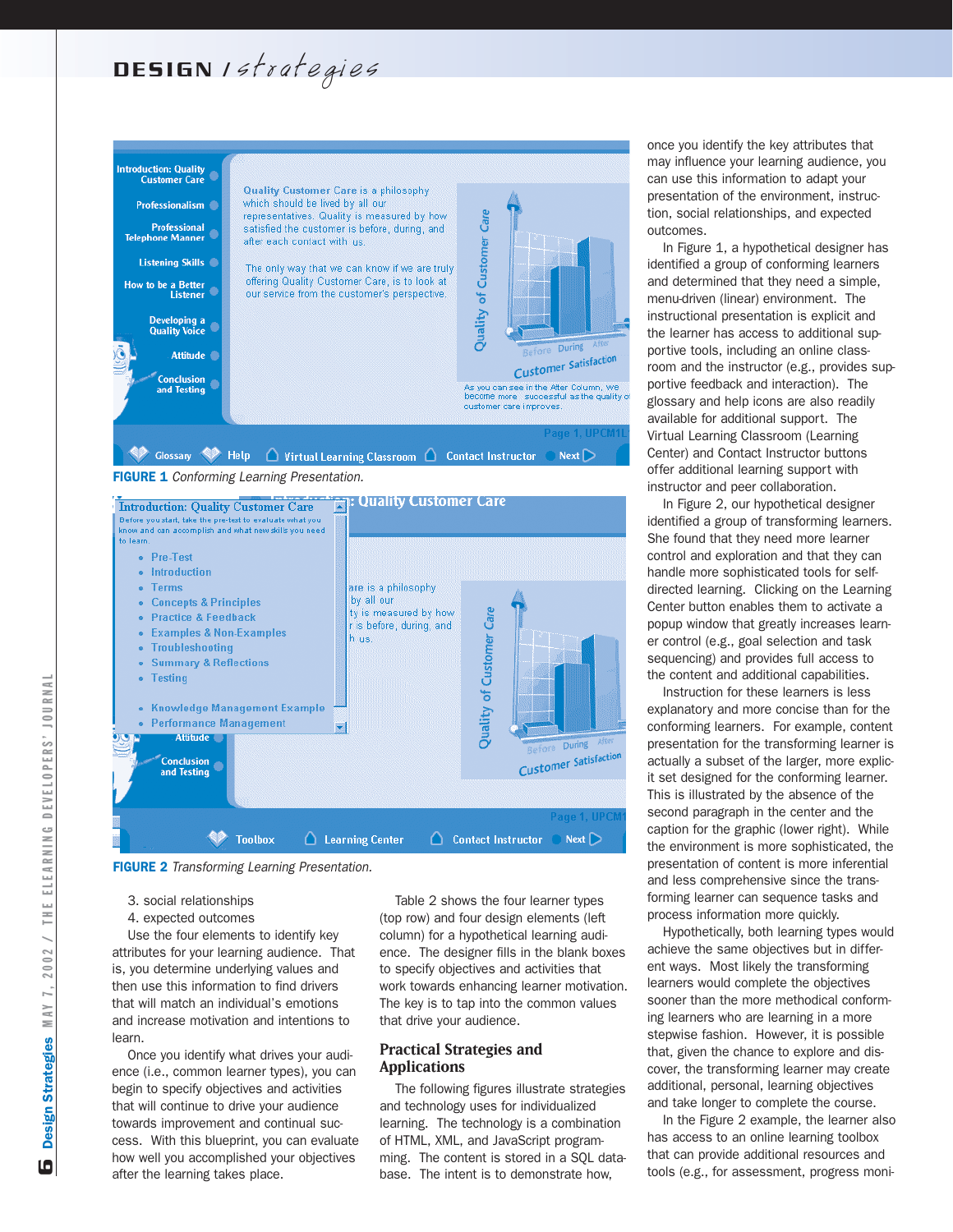FIGURE 1 *Conforming Learning Presentation.*

FIGURE 2 *Transforming Learning Presentation.*

3. social relationships
4. expected outcomes

Use the four elements to identify key attributes for your learning audience. That is, you determine underlying values and then use this information to find drivers that will match an individual's emotions and increase motivation and intentions to learn.

Once you identify what drives your audience (i.e., common learner types), you can begin to specify objectives and activities that will continue to drive your audience towards improvement and continual success. With this blueprint, you can evaluate how well you accomplished your objectives after the learning takes place.

Table 2 shows the four learner types (top row) and four design elements (left column) for a hypothetical learning audience. The designer fills in the blank boxes to specify objectives and activities that work towards enhancing learner motivation. The key is to tap into the common values that drive your audience.

## Practical Strategies and Applications

The following figures illustrate strategies and technology uses for individualized learning. The technology is a combination of HTML, XML, and JavaScript programming. The content is stored in a SQL database. The intent is to demonstrate how, once you identify the key attributes that may influence your learning audience, you can use this information to adapt your presentation of the environment, instruction, social relationships, and expected outcomes.

In Figure 1, a hypothetical designer has identified a group of conforming learners and determined that they need a simple, menu-driven (linear) environment. The instructional presentation is explicit and the learner has access to additional supportive tools, including an online classroom and the instructor (e.g., provides supportive feedback and interaction). The glossary and help icons are also readily available for additional support. The Virtual Learning Classroom (Learning Center) and Contact Instructor buttons offer additional learning support with instructor and peer collaboration.

In Figure 2, our hypothetical designer identified a group of transforming learners. She found that they need more learner control and exploration and that they can handle more sophisticated tools for self-directed learning. Clicking on the Learning Center button enables them to activate a popup window that greatly increases learner control (e.g., goal selection and task sequencing) and provides full access to the content and additional capabilities.

Instruction for these learners is less explanatory and more concise than for the conforming learners. For example, content presentation for the transforming learner is actually a subset of the larger, more explicit set designed for the conforming learner. This is illustrated by the absence of the second paragraph in the center and the caption for the graphic (lower right). While the environment is more sophisticated, the presentation of content is more inferential and less comprehensive since the transforming learner can sequence tasks and process information more quickly.

Hypothetically, both learning types would achieve the same objectives but in different ways. Most likely the transforming learners would complete the objectives sooner than the more methodical conforming learners who are learning in a more stepwise fashion. However, it is possible that, given the chance to explore and discover, the transforming learner may create additional, personal, learning objectives and take longer to complete the course.

In the Figure 2 example, the learner also has access to an online learning toolbox that can provide additional resources and tools (e.g., for assessment, progress moni-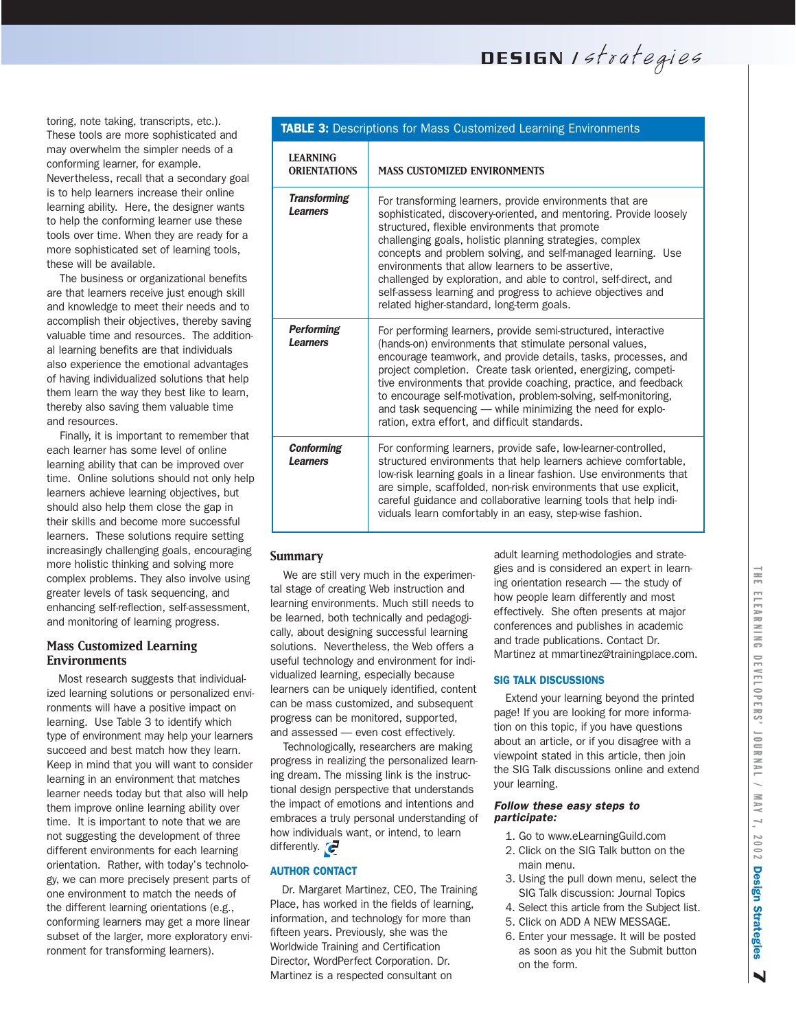toring, note taking, transcripts, etc.). These tools are more sophisticated and may overwhelm the simpler needs of a conforming learner, for example. Nevertheless, recall that a secondary goal is to help learners increase their online learning ability. Here, the designer wants to help the conforming learner use these tools over time. When they are ready for a more sophisticated set of learning tools, these will be available.

The business or organizational benefits are that learners receive just enough skill and knowledge to meet their needs and to accomplish their objectives, thereby saving valuable time and resources. The additional learning benefits are that individuals also experience the emotional advantages of having individualized solutions that help them learn the way they best like to learn, thereby also saving them valuable time and resources.

Finally, it is important to remember that each learner has some level of online learning ability that can be improved over time. Online solutions should not only help learners achieve learning objectives, but should also help them close the gap in their skills and become more successful learners. These solutions require setting increasingly challenging goals, encouraging more holistic thinking and solving more complex problems. They also involve using greater levels of task sequencing, and enhancing self-reflection, self-assessment, and monitoring of learning progress.

## Mass Customized Learning Environments

Most research suggests that individualized learning solutions or personalized environments will have a positive impact on learning. Use Table 3 to identify which type of environment may help your learners succeed and best match how they learn. Keep in mind that you will want to consider learning in an environment that matches learner needs today but that also will help them improve online learning ability over time. It is important to note that we are not suggesting the development of three different environments for each learning orientation. Rather, with today's technology, we can more precisely present parts of one environment to match the needs of the different learning orientations (e.g., conforming learners may get a more linear subset of the larger, more exploratory environment for transforming learners).

**TABLE 3:** Descriptions for Mass Customized Learning Environments

| LEARNING ORIENTATIONS | MASS CUSTOMIZED ENVIRONMENTS |
|---|---|
| ***Transforming Learners*** | For transforming learners, provide environments that are sophisticated, discovery-oriented, and mentoring. Provide loosely structured, flexible environments that promote challenging goals, holistic planning strategies, complex concepts and problem solving, and self-managed learning. Use environments that allow learners to be assertive, challenged by exploration, and able to control, self-direct, and self-assess learning and progress to achieve objectives and related higher-standard, long-term goals. |
| ***Performing Learners*** | For performing learners, provide semi-structured, interactive (hands-on) environments that stimulate personal values, encourage teamwork, and provide details, tasks, processes, and project completion. Create task oriented, energizing, competitive environments that provide coaching, practice, and feedback to encourage self-motivation, problem-solving, self-monitoring, and task sequencing — while minimizing the need for exploration, extra effort, and difficult standards. |
| ***Conforming Learners*** | For conforming learners, provide safe, low-learner-controlled, structured environments that help learners achieve comfortable, low-risk learning goals in a linear fashion. Use environments that are simple, scaffolded, non-risk environments that use explicit, careful guidance and collaborative learning tools that help individuals learn comfortably in an easy, step-wise fashion. |

## Summary

We are still very much in the experimental stage of creating Web instruction and learning environments. Much still needs to be learned, both technically and pedagogically, about designing successful learning solutions. Nevertheless, the Web offers a useful technology and environment for individualized learning, especially because learners can be uniquely identified, content can be mass customized, and subsequent progress can be monitored, supported, and assessed — even cost effectively.

Technologically, researchers are making progress in realizing the personalized learning dream. The missing link is the instructional design perspective that understands the impact of emotions and intentions and embraces a truly personal understanding of how individuals want, or intend, to learn differently.

### AUTHOR CONTACT

Dr. Margaret Martinez, CEO, The Training Place, has worked in the fields of learning, information, and technology for more than fifteen years. Previously, she was the Worldwide Training and Certification Director, WordPerfect Corporation. Dr. Martinez is a respected consultant on adult learning methodologies and strategies and is considered an expert in learning orientation research — the study of how people learn differently and most effectively. She often presents at major conferences and publishes in academic and trade publications. Contact Dr. Martinez at mmartinez@trainingplace.com.

### SIG TALK DISCUSSIONS

Extend your learning beyond the printed page! If you are looking for more information on this topic, if you have questions about an article, or if you disagree with a viewpoint stated in this article, then join the SIG Talk discussions online and extend your learning.

***Follow these easy steps to participate:***

1. Go to www.eLearningGuild.com
2. Click on the SIG Talk button on the main menu.
3. Using the pull down menu, select the SIG Talk discussion: Journal Topics
4. Select this article from the Subject list.
5. Click on ADD A NEW MESSAGE.
6. Enter your message. It will be posted as soon as you hit the Submit button on the form.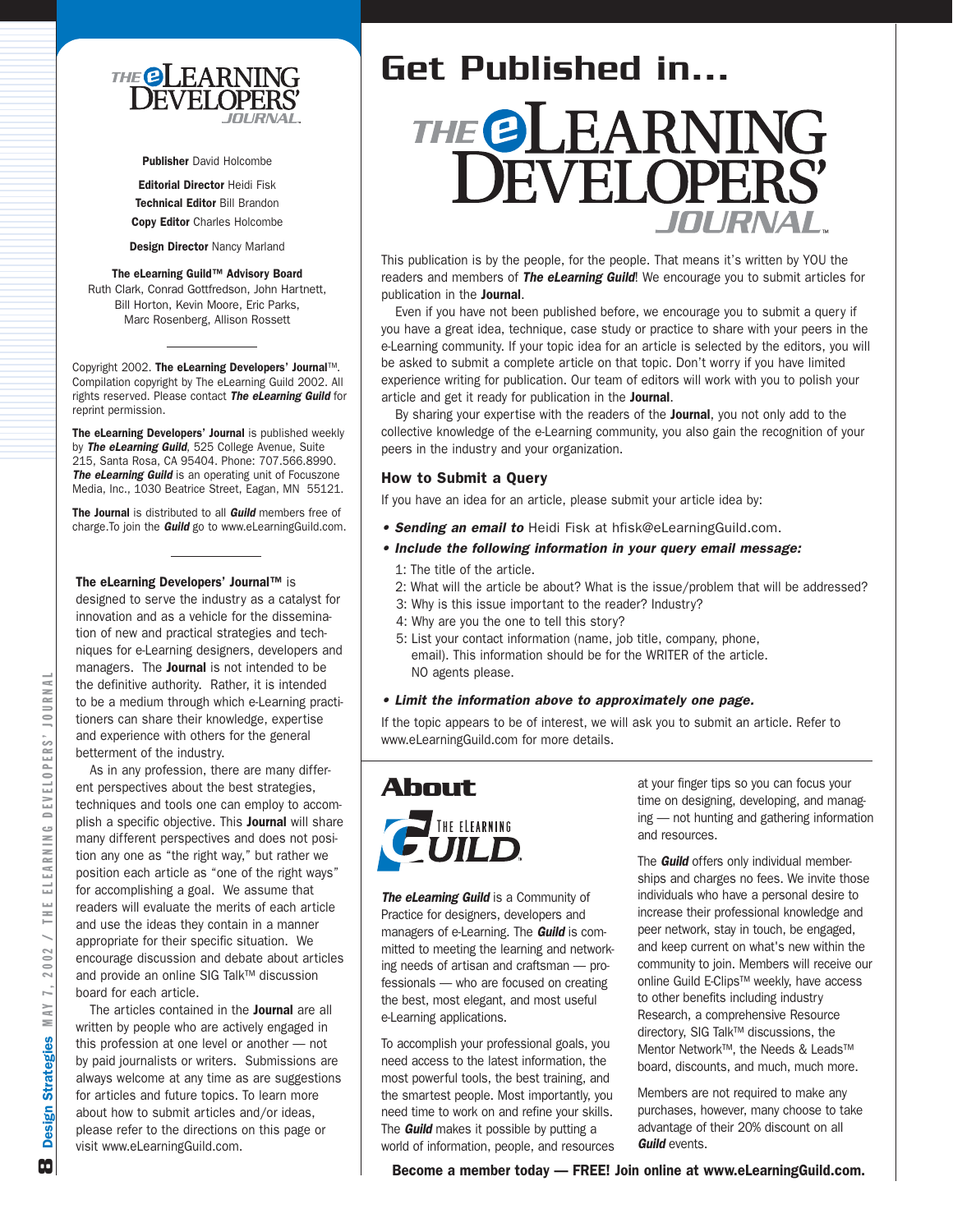THE eLEARNING DEVELOPERS' JOURNAL

**Publisher** David Holcombe

**Editorial Director** Heidi Fisk
**Technical Editor** Bill Brandon
**Copy Editor** Charles Holcombe

**Design Director** Nancy Marland

**The eLearning Guild™ Advisory Board**
Ruth Clark, Conrad Gottfredson, John Hartnett, Bill Horton, Kevin Moore, Eric Parks, Marc Rosenberg, Allison Rossett

Copyright 2002. **The eLearning Developers' Journal**™. Compilation copyright by The eLearning Guild 2002. All rights reserved. Please contact ***The eLearning Guild*** for reprint permission.

**The eLearning Developers' Journal** is published weekly by ***The eLearning Guild***, 525 College Avenue, Suite 215, Santa Rosa, CA 95404. Phone: 707.566.8990. ***The eLearning Guild*** is an operating unit of Focuszone Media, Inc., 1030 Beatrice Street, Eagan, MN 55121.

**The Journal** is distributed to all ***Guild*** members free of charge.To join the ***Guild*** go to www.eLearningGuild.com.

**The eLearning Developers' Journal™** is designed to serve the industry as a catalyst for innovation and as a vehicle for the dissemination of new and practical strategies and techniques for e-Learning designers, developers and managers. The **Journal** is not intended to be the definitive authority. Rather, it is intended to be a medium through which e-Learning practitioners can share their knowledge, expertise and experience with others for the general betterment of the industry.

As in any profession, there are many different perspectives about the best strategies, techniques and tools one can employ to accomplish a specific objective. This **Journal** will share many different perspectives and does not position any one as "the right way," but rather we position each article as "one of the right ways" for accomplishing a goal. We assume that readers will evaluate the merits of each article and use the ideas they contain in a manner appropriate for their specific situation. We encourage discussion and debate about articles and provide an online SIG Talk™ discussion board for each article.

The articles contained in the **Journal** are all written by people who are actively engaged in this profession at one level or another — not by paid journalists or writers. Submissions are always welcome at any time as are suggestions for articles and future topics. To learn more about how to submit articles and/or ideas, please refer to the directions on this page or visit www.eLearningGuild.com.

# Get Published in... THE eLEARNING DEVELOPERS' JOURNAL

This publication is by the people, for the people. That means it's written by YOU the readers and members of ***The eLearning Guild***! We encourage you to submit articles for publication in the **Journal**.

Even if you have not been published before, we encourage you to submit a query if you have a great idea, technique, case study or practice to share with your peers in the e-Learning community. If your topic idea for an article is selected by the editors, you will be asked to submit a complete article on that topic. Don't worry if you have limited experience writing for publication. Our team of editors will work with you to polish your article and get it ready for publication in the **Journal**.

By sharing your expertise with the readers of the **Journal**, you not only add to the collective knowledge of the e-Learning community, you also gain the recognition of your peers in the industry and your organization.

## How to Submit a Query

If you have an idea for an article, please submit your article idea by:

- ***Sending an email to*** Heidi Fisk at hfisk@eLearningGuild.com.
- ***Include the following information in your query email message:***
  1: The title of the article.
  2: What will the article be about? What is the issue/problem that will be addressed?
  3: Why is this issue important to the reader? Industry?
  4: Why are you the one to tell this story?
  5: List your contact information (name, job title, company, phone, email). This information should be for the WRITER of the article. NO agents please.
- ***Limit the information above to approximately one page.***

If the topic appears to be of interest, we will ask you to submit an article. Refer to www.eLearningGuild.com for more details.

# About THE eLEARNING GUILD

***The eLearning Guild*** is a Community of Practice for designers, developers and managers of e-Learning. The ***Guild*** is committed to meeting the learning and networking needs of artisan and craftsman — professionals — who are focused on creating the best, most elegant, and most useful e-Learning applications.

To accomplish your professional goals, you need access to the latest information, the most powerful tools, the best training, and the smartest people. Most importantly, you need time to work on and refine your skills. The ***Guild*** makes it possible by putting a world of information, people, and resources at your finger tips so you can focus your time on designing, developing, and managing — not hunting and gathering information and resources.

The ***Guild*** offers only individual memberships and charges no fees. We invite those individuals who have a personal desire to increase their professional knowledge and peer network, stay in touch, be engaged, and keep current on what's new within the community to join. Members will receive our online Guild E-Clips™ weekly, have access to other benefits including industry Research, a comprehensive Resource directory, SIG Talk™ discussions, the Mentor Network™, the Needs & Leads™ board, discounts, and much, much more.

Members are not required to make any purchases, however, many choose to take advantage of their 20% discount on all ***Guild*** events.

**Become a member today — FREE! Join online at www.eLearningGuild.com.**